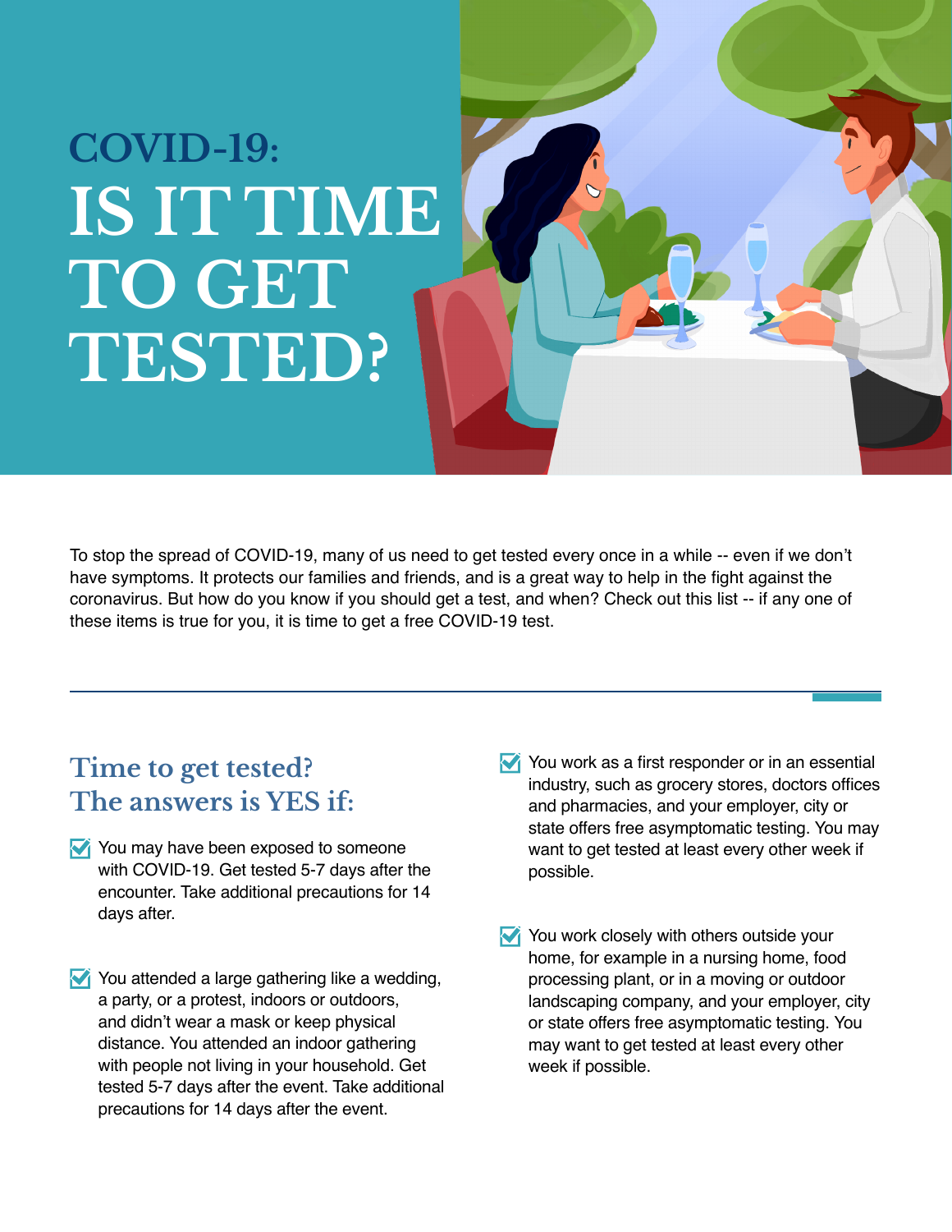# COVID-19: IS IT TIME TO GET TESTED?

To stop the spread of COVID-19, many of us need to get tested every once in a while -- even if we don't have symptoms. It protects our families and friends, and is a great way to help in the fight against the coronavirus. But how do you know if you should get a test, and when? Check out this list -- if any one of these items is true for you, it is time to get a free COVID-19 test.

## Time to get tested? The answers is YES if:

- ☑ You may have been exposed to someone with COVID-19. Get tested 5-7 days after the encounter. Take additional precautions for 14 days after.

- ☑ You attended a large gathering like a wedding, a party, or a protest, indoors or outdoors, and didn't wear a mask or keep physical distance. You attended an indoor gathering with people not living in your household. Get tested 5-7 days after the event. Take additional precautions for 14 days after the event.

- ☑ You work as a first responder or in an essential industry, such as grocery stores, doctors offices and pharmacies, and your employer, city or state offers free asymptomatic testing. You may want to get tested at least every other week if possible.

- ☑ You work closely with others outside your home, for example in a nursing home, food processing plant, or in a moving or outdoor landscaping company, and your employer, city or state offers free asymptomatic testing. You may want to get tested at least every other week if possible.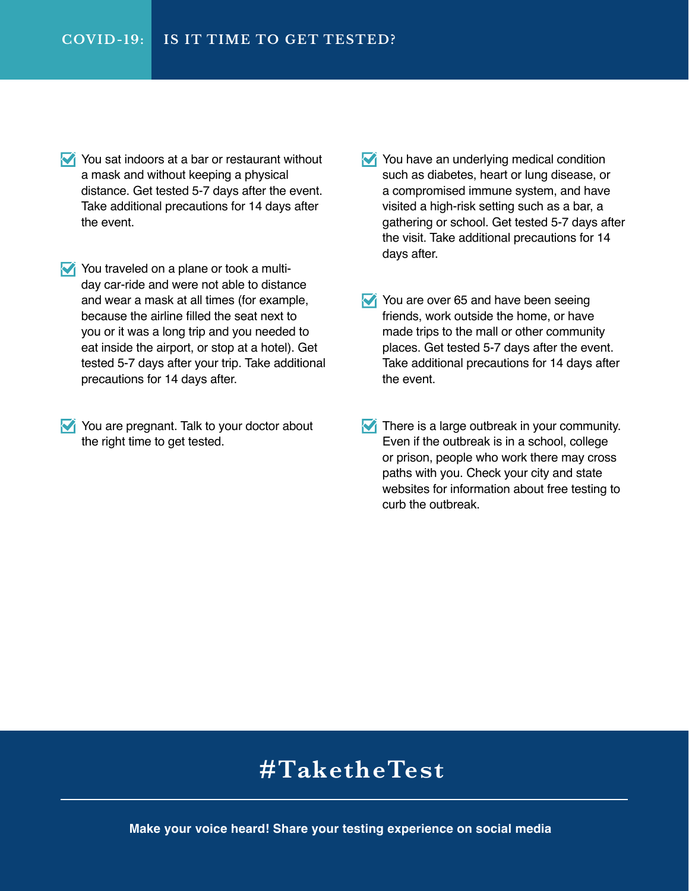# COVID-19: IS IT TIME TO GET TESTED?

- You sat indoors at a bar or restaurant without a mask and without keeping a physical distance. Get tested 5-7 days after the event. Take additional precautions for 14 days after the event.
- You traveled on a plane or took a multi-day car-ride and were not able to distance and wear a mask at all times (for example, because the airline filled the seat next to you or it was a long trip and you needed to eat inside the airport, or stop at a hotel). Get tested 5-7 days after your trip. Take additional precautions for 14 days after.
- You are pregnant. Talk to your doctor about the right time to get tested.
- You have an underlying medical condition such as diabetes, heart or lung disease, or a compromised immune system, and have visited a high-risk setting such as a bar, a gathering or school. Get tested 5-7 days after the visit. Take additional precautions for 14 days after.
- You are over 65 and have been seeing friends, work outside the home, or have made trips to the mall or other community places. Get tested 5-7 days after the event. Take additional precautions for 14 days after the event.
- There is a large outbreak in your community. Even if the outbreak is in a school, college or prison, people who work there may cross paths with you. Check your city and state websites for information about free testing to curb the outbreak.

## #TaketheTest

**Make your voice heard! Share your testing experience on social media**